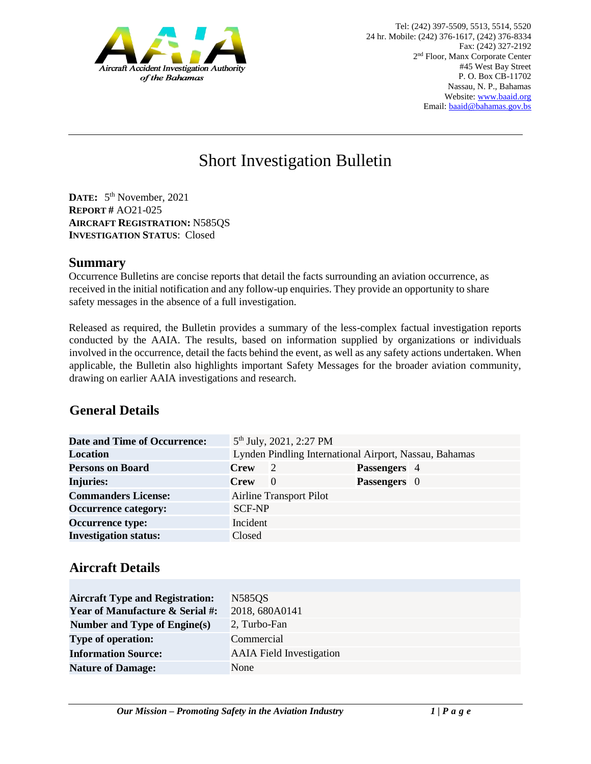Tel: (242) 397-5509, 5513, 5514, 5520
24 hr. Mobile: (242) 376-1617, (242) 376-8334
Fax: (242) 327-2192
2nd Floor, Manx Corporate Center
#45 West Bay Street
P. O. Box CB-11702
Nassau, N. P., Bahamas
Website: www.baaid.org
Email: baaid@bahamas.gov.bs

# Short Investigation Bulletin

**DATE:** 5th November, 2021
**REPORT #** AO21-025
**AIRCRAFT REGISTRATION:** N585QS
**INVESTIGATION STATUS**: Closed

## Summary

Occurrence Bulletins are concise reports that detail the facts surrounding an aviation occurrence, as received in the initial notification and any follow-up enquiries. They provide an opportunity to share safety messages in the absence of a full investigation.

Released as required, the Bulletin provides a summary of the less-complex factual investigation reports conducted by the AAIA. The results, based on information supplied by organizations or individuals involved in the occurrence, detail the facts behind the event, as well as any safety actions undertaken. When applicable, the Bulletin also highlights important Safety Messages for the broader aviation community, drawing on earlier AAIA investigations and research.

## General Details

| | | | | |
|---|---|---|---|---|
| **Date and Time of Occurrence:** | 5th July, 2021, 2:27 PM | | | |
| **Location** | Lynden Pindling International Airport, Nassau, Bahamas | | | |
| **Persons on Board** | **Crew** | 2 | **Passengers** | 4 |
| **Injuries:** | **Crew** | 0 | **Passengers** | 0 |
| **Commanders License:** | Airline Transport Pilot | | | |
| **Occurrence category:** | SCF-NP | | | |
| **Occurrence type:** | Incident | | | |
| **Investigation status:** | Closed | | | |

## Aircraft Details

| | |
|---|---|
| **Aircraft Type and Registration:** | N585QS |
| **Year of Manufacture & Serial #:** | 2018, 680A0141 |
| **Number and Type of Engine(s)** | 2, Turbo-Fan |
| **Type of operation:** | Commercial |
| **Information Source:** | AAIA Field Investigation |
| **Nature of Damage:** | None |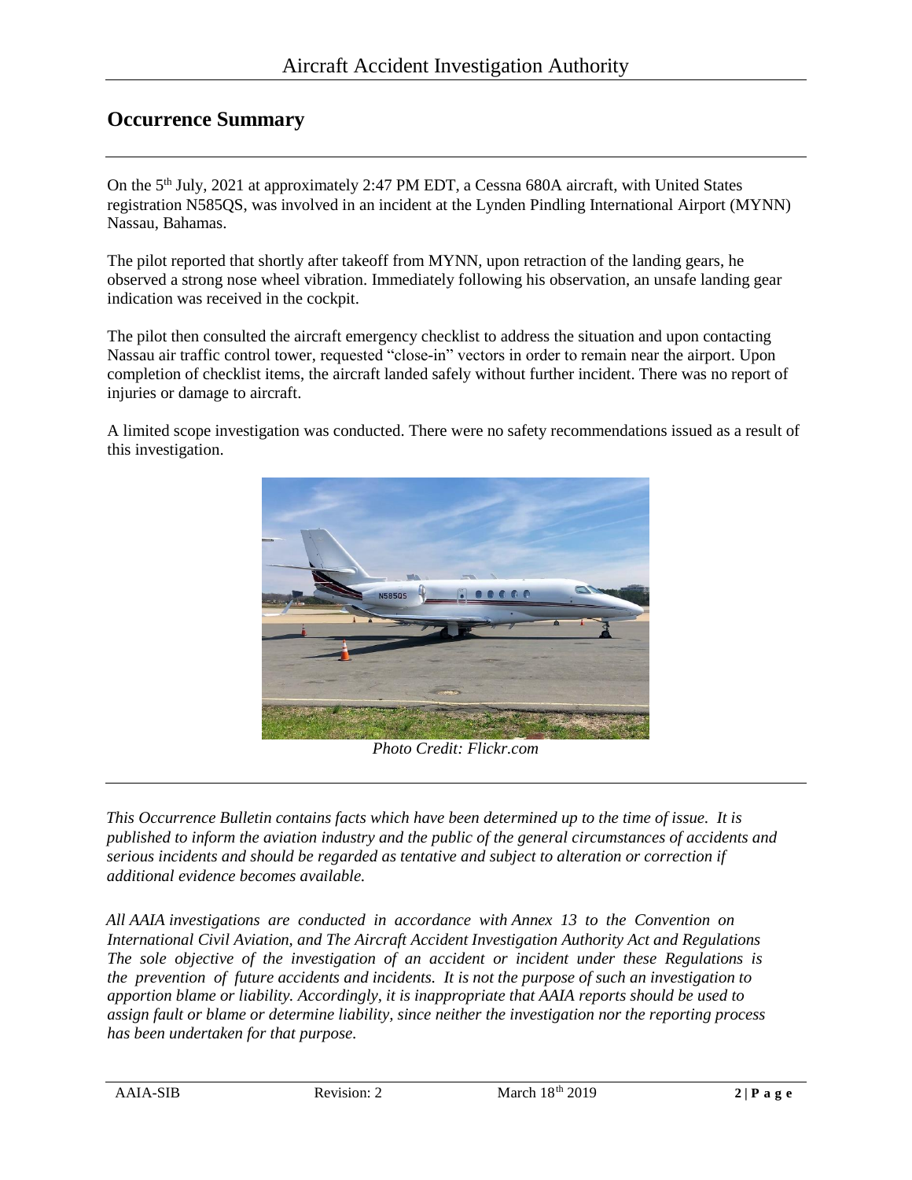## Occurrence Summary

On the 5th July, 2021 at approximately 2:47 PM EDT, a Cessna 680A aircraft, with United States registration N585QS, was involved in an incident at the Lynden Pindling International Airport (MYNN) Nassau, Bahamas.

The pilot reported that shortly after takeoff from MYNN, upon retraction of the landing gears, he observed a strong nose wheel vibration. Immediately following his observation, an unsafe landing gear indication was received in the cockpit.

The pilot then consulted the aircraft emergency checklist to address the situation and upon contacting Nassau air traffic control tower, requested "close-in" vectors in order to remain near the airport. Upon completion of checklist items, the aircraft landed safely without further incident. There was no report of injuries or damage to aircraft.

A limited scope investigation was conducted. There were no safety recommendations issued as a result of this investigation.

*Photo Credit: Flickr.com*

*This Occurrence Bulletin contains facts which have been determined up to the time of issue. It is published to inform the aviation industry and the public of the general circumstances of accidents and serious incidents and should be regarded as tentative and subject to alteration or correction if additional evidence becomes available.*

*All AAIA investigations are conducted in accordance with Annex 13 to the Convention on International Civil Aviation, and The Aircraft Accident Investigation Authority Act and Regulations The sole objective of the investigation of an accident or incident under these Regulations is the prevention of future accidents and incidents. It is not the purpose of such an investigation to apportion blame or liability. Accordingly, it is inappropriate that AAIA reports should be used to assign fault or blame or determine liability, since neither the investigation nor the reporting process has been undertaken for that purpose.*